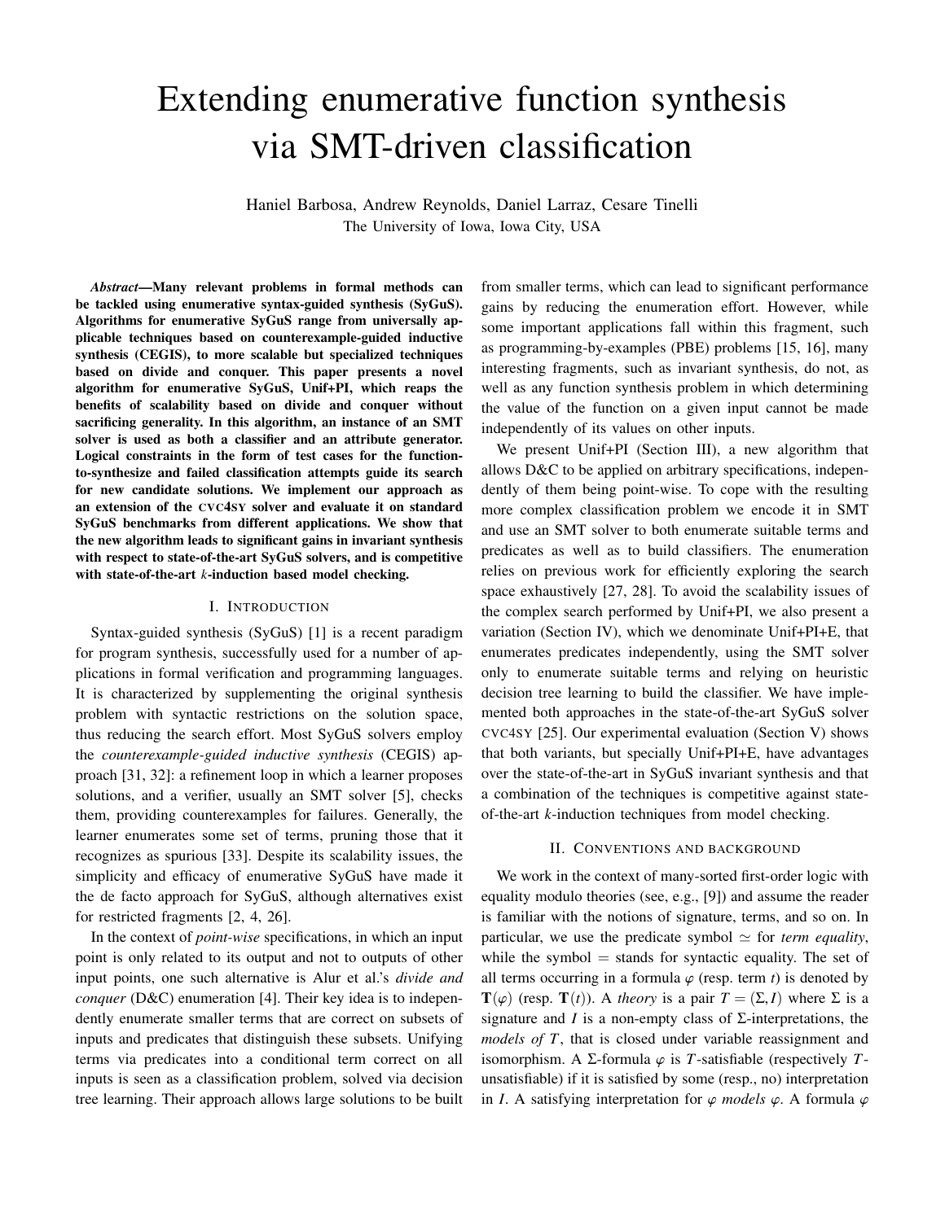# Extending enumerative function synthesis via SMT-driven classification

Haniel Barbosa, Andrew Reynolds, Daniel Larraz, Cesare Tinelli
The University of Iowa, Iowa City, USA

***Abstract*—Many relevant problems in formal methods can be tackled using enumerative syntax-guided synthesis (SyGuS). Algorithms for enumerative SyGuS range from universally applicable techniques based on counterexample-guided inductive synthesis (CEGIS), to more scalable but specialized techniques based on divide and conquer. This paper presents a novel algorithm for enumerative SyGuS, Unif+PI, which reaps the benefits of scalability based on divide and conquer without sacrificing generality. In this algorithm, an instance of an SMT solver is used as both a classifier and an attribute generator. Logical constraints in the form of test cases for the function-to-synthesize and failed classification attempts guide its search for new candidate solutions. We implement our approach as an extension of the CVC4SY solver and evaluate it on standard SyGuS benchmarks from different applications. We show that the new algorithm leads to significant gains in invariant synthesis with respect to state-of-the-art SyGuS solvers, and is competitive with state-of-the-art *k*-induction based model checking.**

## I. Introduction

Syntax-guided synthesis (SyGuS) [1] is a recent paradigm for program synthesis, successfully used for a number of applications in formal verification and programming languages. It is characterized by supplementing the original synthesis problem with syntactic restrictions on the solution space, thus reducing the search effort. Most SyGuS solvers employ the *counterexample-guided inductive synthesis* (CEGIS) approach [31, 32]: a refinement loop in which a learner proposes solutions, and a verifier, usually an SMT solver [5], checks them, providing counterexamples for failures. Generally, the learner enumerates some set of terms, pruning those that it recognizes as spurious [33]. Despite its scalability issues, the simplicity and efficacy of enumerative SyGuS have made it the de facto approach for SyGuS, although alternatives exist for restricted fragments [2, 4, 26].

In the context of *point-wise* specifications, in which an input point is only related to its output and not to outputs of other input points, one such alternative is Alur et al.'s *divide and conquer* (D&C) enumeration [4]. Their key idea is to independently enumerate smaller terms that are correct on subsets of inputs and predicates that distinguish these subsets. Unifying terms via predicates into a conditional term correct on all inputs is seen as a classification problem, solved via decision tree learning. Their approach allows large solutions to be built from smaller terms, which can lead to significant performance gains by reducing the enumeration effort. However, while some important applications fall within this fragment, such as programming-by-examples (PBE) problems [15, 16], many interesting fragments, such as invariant synthesis, do not, as well as any function synthesis problem in which determining the value of the function on a given input cannot be made independently of its values on other inputs.

We present Unif+PI (Section III), a new algorithm that allows D&C to be applied on arbitrary specifications, independently of them being point-wise. To cope with the resulting more complex classification problem we encode it in SMT and use an SMT solver to both enumerate suitable terms and predicates as well as to build classifiers. The enumeration relies on previous work for efficiently exploring the search space exhaustively [27, 28]. To avoid the scalability issues of the complex search performed by Unif+PI, we also present a variation (Section IV), which we denominate Unif+PI+E, that enumerates predicates independently, using the SMT solver only to enumerate suitable terms and relying on heuristic decision tree learning to build the classifier. We have implemented both approaches in the state-of-the-art SyGuS solver CVC4SY [25]. Our experimental evaluation (Section V) shows that both variants, but specially Unif+PI+E, have advantages over the state-of-the-art in SyGuS invariant synthesis and that a combination of the techniques is competitive against state-of-the-art *k*-induction techniques from model checking.

## II. Conventions and background

We work in the context of many-sorted first-order logic with equality modulo theories (see, e.g., [9]) and assume the reader is familiar with the notions of signature, terms, and so on. In particular, we use the predicate symbol $\simeq$ for *term equality*, while the symbol $=$ stands for syntactic equality. The set of all terms occurring in a formula $\varphi$ (resp. term $t$) is denoted by $\mathbf{T}(\varphi)$ (resp. $\mathbf{T}(t)$). A *theory* is a pair $T = (\Sigma, I)$ where $\Sigma$ is a signature and $I$ is a non-empty class of $\Sigma$-interpretations, the *models of* $T$, that is closed under variable reassignment and isomorphism. A $\Sigma$-formula $\varphi$ is $T$-satisfiable (respectively $T$-unsatisfiable) if it is satisfied by some (resp., no) interpretation in $I$. A satisfying interpretation for $\varphi$ *models* $\varphi$. A formula $\varphi$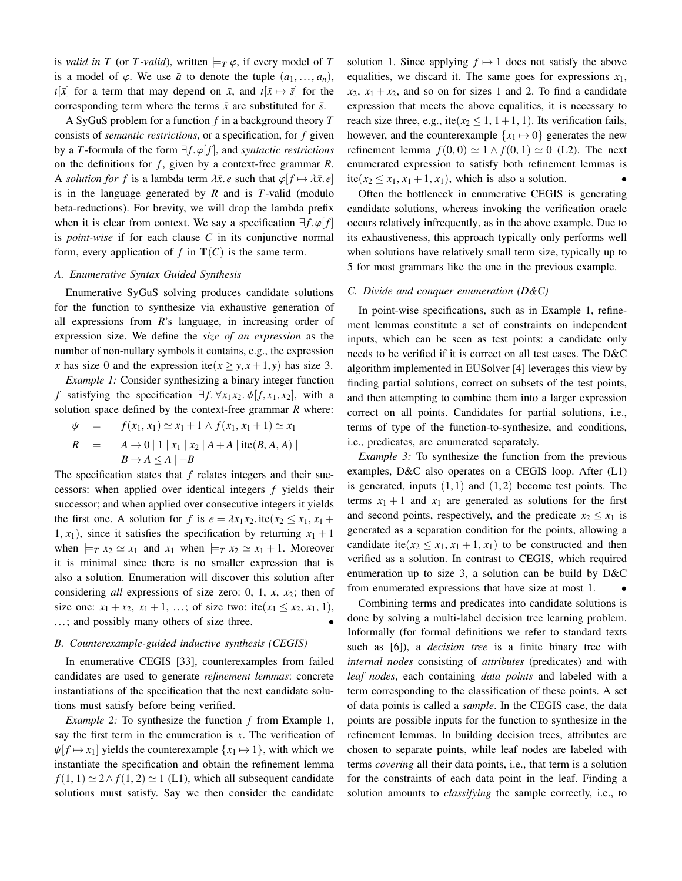is *valid in T* (or *T-valid*), written $\models_T \varphi$, if every model of $T$ is a model of $\varphi$. We use $\bar{a}$ to denote the tuple $(a_1,\ldots,a_n)$, $t[\bar{x}]$ for a term that may depend on $\bar{x}$, and $t[\bar{x} \mapsto \bar{s}]$ for the corresponding term where the terms $\bar{x}$ are substituted for $\bar{s}$.

A SyGuS problem for a function $f$ in a background theory $T$ consists of *semantic restrictions*, or a specification, for $f$ given by a $T$-formula of the form $\exists f.\, \varphi[f]$, and *syntactic restrictions* on the definitions for $f$, given by a context-free grammar $R$. A *solution for f* is a lambda term $\lambda\bar{x}.\, e$ such that $\varphi[f \mapsto \lambda\bar{x}.\, e]$ is in the language generated by $R$ and is $T$-valid (modulo beta-reductions). For brevity, we will drop the lambda prefix when it is clear from context. We say a specification $\exists f.\, \varphi[f]$ is *point-wise* if for each clause $C$ in its conjunctive normal form, every application of $f$ in $\mathbf{T}(C)$ is the same term.

### A. Enumerative Syntax Guided Synthesis

Enumerative SyGuS solving produces candidate solutions for the function to synthesize via exhaustive generation of all expressions from $R$'s language, in increasing order of expression size. We define the *size of an expression* as the number of non-nullary symbols it contains, e.g., the expression $x$ has size 0 and the expression $\mathrm{ite}(x \geq y, x+1, y)$ has size 3.

*Example 1:* Consider synthesizing a binary integer function $f$ satisfying the specification $\exists f.\, \forall x_1 x_2.\, \psi[f, x_1, x_2]$, with a solution space defined by the context-free grammar $R$ where:

$$\psi \quad = \quad f(x_1,x_1) \simeq x_1 + 1 \wedge f(x_1, x_1+1) \simeq x_1$$

$$R \quad = \quad A \to 0 \mid 1 \mid x_1 \mid x_2 \mid A+A \mid \mathrm{ite}(B,A,A) \mid B \to A \leq A \mid \neg B$$

The specification states that $f$ relates integers and their successors: when applied over identical integers $f$ yields their successor; and when applied over consecutive integers it yields the first one. A solution for $f$ is $e = \lambda x_1 x_2.\, \mathrm{ite}(x_2 \leq x_1, x_1 + 1, x_1)$, since it satisfies the specification by returning $x_1+1$ when $\models_T x_2 \simeq x_1$ and $x_1$ when $\models_T x_2 \simeq x_1 + 1$. Moreover it is minimal since there is no smaller expression that is also a solution. Enumeration will discover this solution after considering *all* expressions of size zero: 0, 1, $x$, $x_2$; then of size one: $x_1+x_2$, $x_1+1$, …; of size two: $\mathrm{ite}(x_1 \leq x_2, x_1, 1)$, …; and possibly many others of size three. •

### B. Counterexample-guided inductive synthesis (CEGIS)

In enumerative CEGIS [33], counterexamples from failed candidates are used to generate *refinement lemmas*: concrete instantiations of the specification that the next candidate solutions must satisfy before being verified.

*Example 2:* To synthesize the function $f$ from Example 1, say the first term in the enumeration is $x$. The verification of $\psi[f \mapsto x_1]$ yields the counterexample $\{x_1 \mapsto 1\}$, with which we instantiate the specification and obtain the refinement lemma $f(1,1) \simeq 2 \wedge f(1,2) \simeq 1$ (L1), which all subsequent candidate solutions must satisfy. Say we then consider the candidate solution 1. Since applying $f \mapsto 1$ does not satisfy the above equalities, we discard it. The same goes for expressions $x_1$, $x_2$, $x_1+x_2$, and so on for sizes 1 and 2. To find a candidate expression that meets the above equalities, it is necessary to reach size three, e.g., $\mathrm{ite}(x_2 \leq 1, 1+1, 1)$. Its verification fails, however, and the counterexample $\{x_1 \mapsto 0\}$ generates the new refinement lemma $f(0,0) \simeq 1 \wedge f(0,1) \simeq 0$ (L2). The next enumerated expression to satisfy both refinement lemmas is $\mathrm{ite}(x_2 \leq x_1, x_1+1, x_1)$, which is also a solution. •

Often the bottleneck in enumerative CEGIS is generating candidate solutions, whereas invoking the verification oracle occurs relatively infrequently, as in the above example. Due to its exhaustiveness, this approach typically only performs well when solutions have relatively small term size, typically up to 5 for most grammars like the one in the previous example.

### C. Divide and conquer enumeration (D&C)

In point-wise specifications, such as in Example 1, refinement lemmas constitute a set of constraints on independent inputs, which can be seen as test points: a candidate only needs to be verified if it is correct on all test cases. The D&C algorithm implemented in EUSolver [4] leverages this view by finding partial solutions, correct on subsets of the test points, and then attempting to combine them into a larger expression correct on all points. Candidates for partial solutions, i.e., terms of type of the function-to-synthesize, and conditions, i.e., predicates, are enumerated separately.

*Example 3:* To synthesize the function from the previous examples, D&C also operates on a CEGIS loop. After (L1) is generated, inputs $(1,1)$ and $(1,2)$ become test points. The terms $x_1+1$ and $x_1$ are generated as solutions for the first and second points, respectively, and the predicate $x_2 \leq x_1$ is generated as a separation condition for the points, allowing a candidate $\mathrm{ite}(x_2 \leq x_1, x_1+1, x_1)$ to be constructed and then verified as a solution. In contrast to CEGIS, which required enumeration up to size 3, a solution can be build by D&C from enumerated expressions that have size at most 1. •

Combining terms and predicates into candidate solutions is done by solving a multi-label decision tree learning problem. Informally (for formal definitions we refer to standard texts such as [6]), a *decision tree* is a finite binary tree with *internal nodes* consisting of *attributes* (predicates) and with *leaf nodes*, each containing *data points* and labeled with a term corresponding to the classification of these points. A set of data points is called a *sample*. In the CEGIS case, the data points are possible inputs for the function to synthesize in the refinement lemmas. In building decision trees, attributes are chosen to separate points, while leaf nodes are labeled with terms *covering* all their data points, i.e., that term is a solution for the constraints of each data point in the leaf. Finding a solution amounts to *classifying* the sample correctly, i.e., to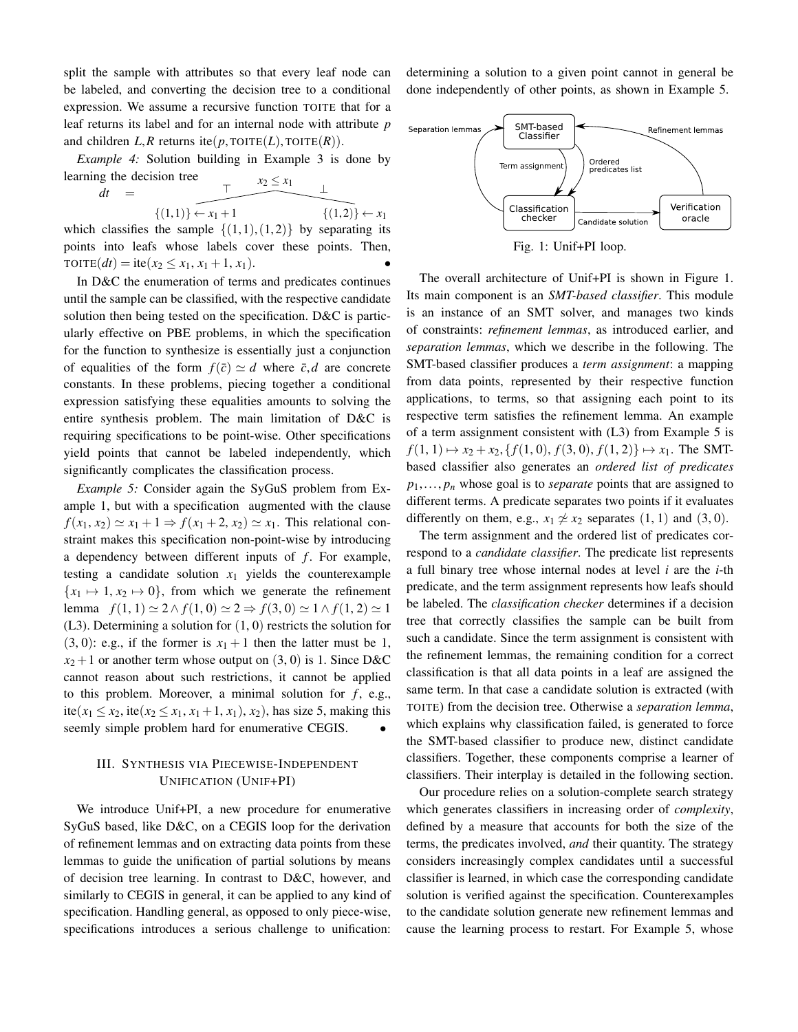split the sample with attributes so that every leaf node can be labeled, and converting the decision tree to a conditional expression. We assume a recursive function TOITE that for a leaf returns its label and for an internal node with attribute $p$ and children $L,R$ returns $\text{ite}(p, \text{TOITE}(L), \text{TOITE}(R))$.

*Example 4:* Solution building in Example 3 is done by learning the decision tree

$$dt \;=\; \begin{array}{ccc} & x_2 \leq x_1 & \\ \top \swarrow & & \searrow \bot \\ \{(1,1)\} \leftarrow x_1+1 & & \{(1,2)\} \leftarrow x_1 \end{array}$$

which classifies the sample $\{(1,1),(1,2)\}$ by separating its points into leafs whose labels cover these points. Then, $\text{TOITE}(dt) = \text{ite}(x_2 \leq x_1, x_1+1, x_1)$. •

In D&C the enumeration of terms and predicates continues until the sample can be classified, with the respective candidate solution then being tested on the specification. D&C is particularly effective on PBE problems, in which the specification for the function to synthesize is essentially just a conjunction of equalities of the form $f(\bar{c}) \simeq d$ where $\bar{c}, d$ are concrete constants. In these problems, piecing together a conditional expression satisfying these equalities amounts to solving the entire synthesis problem. The main limitation of D&C is requiring specifications to be point-wise. Other specifications yield points that cannot be labeled independently, which significantly complicates the classification process.

*Example 5:* Consider again the SyGuS problem from Example 1, but with a specification augmented with the clause $f(x_1,x_2) \simeq x_1+1 \Rightarrow f(x_1+2,x_2) \simeq x_1$. This relational constraint makes this specification non-point-wise by introducing a dependency between different inputs of $f$. For example, testing a candidate solution $x_1$ yields the counterexample $\{x_1 \mapsto 1, x_2 \mapsto 0\}$, from which we generate the refinement lemma $f(1,1) \simeq 2 \wedge f(1,0) \simeq 2 \Rightarrow f(3,0) \simeq 1 \wedge f(1,2) \simeq 1$ (L3). Determining a solution for $(1,0)$ restricts the solution for $(3,0)$: e.g., if the former is $x_1+1$ then the latter must be 1, $x_2+1$ or another term whose output on $(3,0)$ is 1. Since D&C cannot reason about such restrictions, it cannot be applied to this problem. Moreover, a minimal solution for $f$, e.g., $\text{ite}(x_1 \leq x_2, \text{ite}(x_2 \leq x_1, x_1+1, x_1), x_2)$, has size 5, making this seemingly simple problem hard for enumerative CEGIS. •

## III. Synthesis via Piecewise-Independent Unification (Unif+PI)

We introduce Unif+PI, a new procedure for enumerative SyGuS based, like D&C, on a CEGIS loop for the derivation of refinement lemmas and on extracting data points from these lemmas to guide the unification of partial solutions by means of decision tree learning. In contrast to D&C, however, and similarly to CEGIS in general, it can be applied to any kind of specification. Handling general, as opposed to only piece-wise, specifications introduces a serious challenge to unification: determining a solution to a given point cannot in general be done independently of other points, as shown in Example 5.

Fig. 1: Unif+PI loop.

The overall architecture of Unif+PI is shown in Figure 1. Its main component is an *SMT-based classifier*. This module is an instance of an SMT solver, and manages two kinds of constraints: *refinement lemmas*, as introduced earlier, and *separation lemmas*, which we describe in the following. The SMT-based classifier produces a *term assignment*: a mapping from data points, represented by their respective function applications, to terms, so that assigning each point to its respective term satisfies the refinement lemma. An example of a term assignment consistent with (L3) from Example 5 is $f(1,1) \mapsto x_2+x_2, \{f(1,0), f(3,0), f(1,2)\} \mapsto x_1$. The SMT-based classifier also generates an *ordered list of predicates* $p_1, \ldots, p_n$ whose goal is to *separate* points that are assigned to different terms. A predicate separates two points if it evaluates differently on them, e.g., $x_1 \not\simeq x_2$ separates $(1,1)$ and $(3,0)$.

The term assignment and the ordered list of predicates correspond to a *candidate classifier*. The predicate list represents a full binary tree whose internal nodes at level $i$ are the $i$-th predicate, and the term assignment represents how leafs should be labeled. The *classification checker* determines if a decision tree that correctly classifies the sample can be built from such a candidate. Since the term assignment is consistent with the refinement lemmas, the remaining condition for a correct classification is that all data points in a leaf are assigned the same term. In that case a candidate solution is extracted (with TOITE) from the decision tree. Otherwise a *separation lemma*, which explains why classification failed, is generated to force the SMT-based classifier to produce new, distinct candidate classifiers. Together, these components comprise a learner of classifiers. Their interplay is detailed in the following section.

Our procedure relies on a solution-complete search strategy which generates classifiers in increasing order of *complexity*, defined by a measure that accounts for both the size of the terms, the predicates involved, *and* their quantity. The strategy considers increasingly complex candidates until a successful classifier is learned, in which case the corresponding candidate solution is verified against the specification. Counterexamples to the candidate solution generate new refinement lemmas and cause the learning process to restart. For Example 5, whose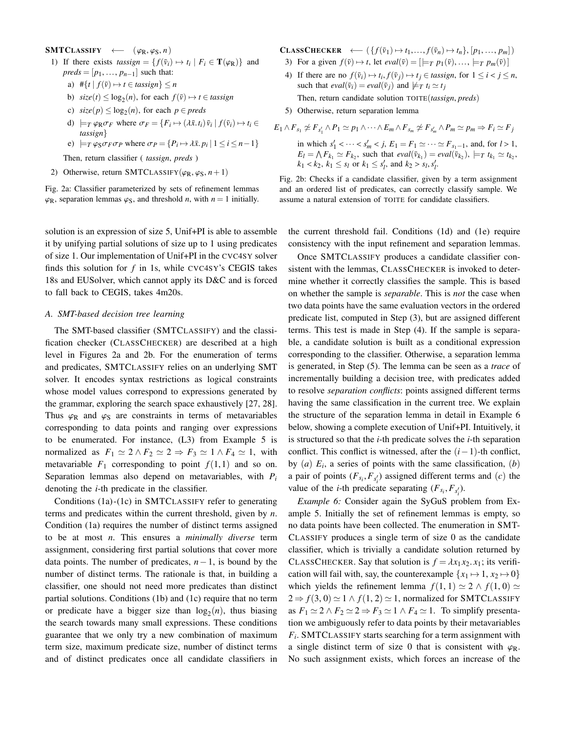**SMTCLASSIFY** $\longleftarrow$ $(\varphi_R, \varphi_S, n)$

1) If there exists $tassign = \{f(\bar{v}_i) \mapsto t_i \mid F_i \in \mathbf{T}(\varphi_R)\}$ and $preds = [p_1, \ldots, p_{n-1}]$ such that:
   a) $\#\{t \mid f(\bar{v}) \mapsto t \in tassign\} \leq n$
   b) $size(t) \leq \log_2(n)$, for each $f(\bar{v}) \mapsto t \in tassign$
   c) $size(p) \leq \log_2(n)$, for each $p \in preds$
   d) $\models_T \varphi_R \sigma_F$ where $\sigma_F = \{F_i \mapsto (\lambda \bar{x}. t_i)\, \bar{v}_i \mid f(\bar{v}_i) \mapsto t_i \in tassign\}$
   e) $\models_T \varphi_S \sigma_F \sigma_P$ where $\sigma_P = \{P_i \mapsto \lambda \bar{x}. p_i \mid 1 \leq i \leq n-1\}$

   Then, return classifier ( *tassign*, *preds* )
2) Otherwise, return SMTCLASSIFY$(\varphi_R, \varphi_S, n+1)$

Fig. 2a: Classifier parameterized by sets of refinement lemmas $\varphi_R$, separation lemmas $\varphi_S$, and threshold $n$, with $n = 1$ initially.

**CLASSCHECKER** $\longleftarrow$ $(\{f(\bar{v}_1) \mapsto t_1, \ldots, f(\bar{v}_n) \mapsto t_n\}, [p_1, \ldots, p_m])$

3) For a given $f(\bar{v}) \mapsto t$, let $eval(\bar{v}) = [\models_T p_1(\bar{v}), \ldots, \models_T p_m(\bar{v})]$
4) If there are no $f(\bar{v}_i) \mapsto t_i, f(\bar{v}_j) \mapsto t_j \in tassign$, for $1 \leq i < j \leq n$, such that $eval(\bar{v}_i) = eval(\bar{v}_j)$ and $\not\models_T t_i \simeq t_j$

   Then, return candidate solution TOITE(*tassign*, *preds*)
5) Otherwise, return separation lemma

$$E_1 \wedge F_{s_1} \not\simeq F_{s'_1} \wedge P_1 \simeq p_1 \wedge \cdots \wedge E_m \wedge F_{s_m} \not\simeq F_{s'_m} \wedge P_m \simeq p_m \Rightarrow F_i \simeq F_j$$

in which $s'_1 < \cdots < s'_m < j$, $E_1 = F_1 \simeq \cdots \simeq F_{s_1-1}$, and, for $l > 1$, $E_l = \bigwedge F_{k_1} \simeq F_{k_2}$, such that $eval(\bar{v}_{k_1}) = eval(\bar{v}_{k_2})$, $\models_T t_{k_1} \simeq t_{k_2}$, $k_1 < k_2$, $k_1 \leq s_l$ or $k_1 \leq s'_l$, and $k_2 > s_l, s'_l$.

Fig. 2b: Checks if a candidate classifier, given by a term assignment and an ordered list of predicates, can correctly classify sample. We assume a natural extension of TOITE for candidate classifiers.

solution is an expression of size 5, Unif+PI is able to assemble it by unifying partial solutions of size up to 1 using predicates of size 1. Our implementation of Unif+PI in the CVC4SY solver finds this solution for $f$ in 1s, while CVC4SY's CEGIS takes 18s and EUSolver, which cannot apply its D&C and is forced to fall back to CEGIS, takes 4m20s.

### A. SMT-based decision tree learning

The SMT-based classifier (SMTCLASSIFY) and the classification checker (CLASSCHECKER) are described at a high level in Figures 2a and 2b. For the enumeration of terms and predicates, SMTCLASSIFY relies on an underlying SMT solver. It encodes syntax restrictions as logical constraints whose model values correspond to expressions generated by the grammar, exploring the search space exhaustively [27, 28]. Thus $\varphi_R$ and $\varphi_S$ are constraints in terms of metavariables corresponding to data points and ranging over expressions to be enumerated. For instance, (L3) from Example 5 is normalized as $F_1 \simeq 2 \wedge F_2 \simeq 2 \Rightarrow F_3 \simeq 1 \wedge F_4 \simeq 1$, with metavariable $F_1$ corresponding to point $f(1,1)$ and so on. Separation lemmas also depend on metavariables, with $P_i$ denoting the $i$-th predicate in the classifier.

Conditions (1a)-(1c) in SMTCLASSIFY refer to generating terms and predicates within the current threshold, given by $n$. Condition (1a) requires the number of distinct terms assigned to be at most $n$. This ensures a *minimally diverse* term assignment, considering first partial solutions that cover more data points. The number of predicates, $n-1$, is bound by the number of distinct terms. The rationale is that, in building a classifier, one should not need more predicates than distinct partial solutions. Conditions (1b) and (1c) require that no term or predicate have a bigger size than $\log_2(n)$, thus biasing the search towards many small expressions. These conditions guarantee that we only try a new combination of maximum term size, maximum predicate size, number of distinct terms and of distinct predicates once all candidate classifiers in the current threshold fail. Conditions (1d) and (1e) require consistency with the input refinement and separation lemmas.

Once SMTCLASSIFY produces a candidate classifier consistent with the lemmas, CLASSCHECKER is invoked to determine whether it correctly classifies the sample. This is based on whether the sample is *separable*. This is *not* the case when two data points have the same evaluation vectors in the ordered predicate list, computed in Step (3), but are assigned different terms. This test is made in Step (4). If the sample is separable, a candidate solution is built as a conditional expression corresponding to the classifier. Otherwise, a separation lemma is generated, in Step (5). The lemma can be seen as a *trace* of incrementally building a decision tree, with predicates added to resolve *separation conflicts*: points assigned different terms having the same classification in the current tree. We explain the structure of the separation lemma in detail in Example 6 below, showing a complete execution of Unif+PI. Intuitively, it is structured so that the $i$-th predicate solves the $i$-th separation conflict. This conflict is witnessed, after the $(i-1)$-th conflict, by $(a)$ $E_i$, a series of points with the same classification, $(b)$ a pair of points $(F_{s_i}, F_{s'_i})$ assigned different terms and $(c)$ the value of the $i$-th predicate separating $(F_{s_i}, F_{s'_i})$.

*Example 6:* Consider again the SyGuS problem from Example 5. Initially the set of refinement lemmas is empty, so no data points have been collected. The enumeration in SMTCLASSIFY produces a single term of size 0 as the candidate classifier, which is trivially a candidate solution returned by CLASSCHECKER. Say that solution is $f = \lambda x_1 x_2. x_1$; its verification will fail with, say, the counterexample $\{x_1 \mapsto 1, x_2 \mapsto 0\}$ which yields the refinement lemma $f(1,1) \simeq 2 \wedge f(1,0) \simeq 2 \Rightarrow f(3,0) \simeq 1 \wedge f(1,2) \simeq 1$, normalized for SMTCLASSIFY as $F_1 \simeq 2 \wedge F_2 \simeq 2 \Rightarrow F_3 \simeq 1 \wedge F_4 \simeq 1$. To simplify presentation we ambiguously refer to data points by their metavariables $F_i$. SMTCLASSIFY starts searching for a term assignment with a single distinct term of size 0 that is consistent with $\varphi_R$. No such assignment exists, which forces an increase of the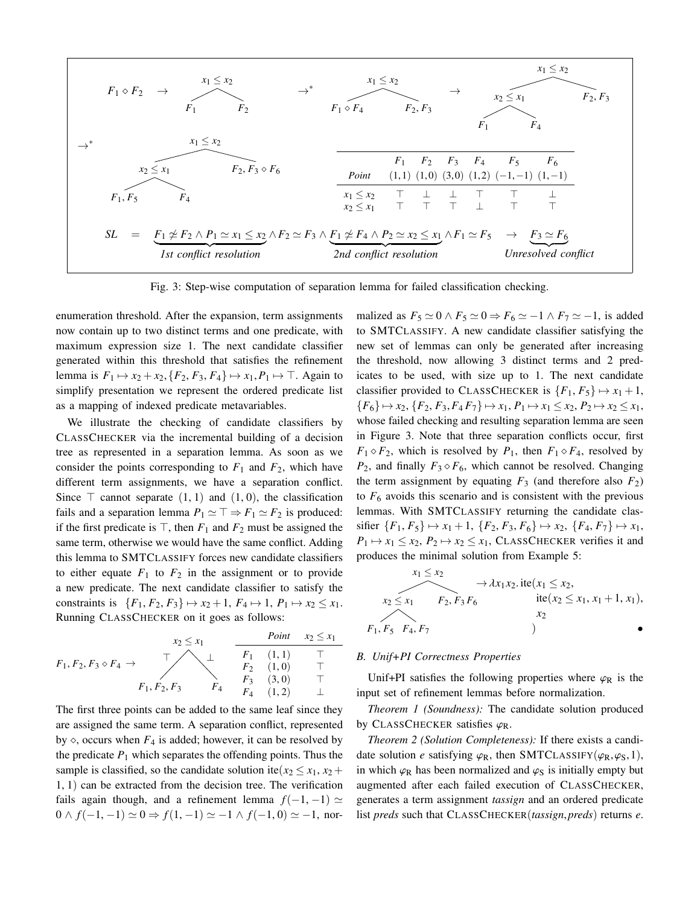$$F_1 \diamond F_2 \;\to\; \underset{F_1 \qquad F_2}{x_1 \le x_2} \;\to^*\; \underset{F_1 \diamond F_4 \qquad F_2, F_3}{x_1 \le x_2} \;\to\; \underset{\underset{F_1 \qquad F_4}{x_2 \le x_1} \qquad F_2, F_3}{x_1 \le x_2}$$

$$\to^* \; \underset{\underset{F_1, F_5 \qquad F_4}{x_2 \le x_1} \qquad F_2, F_3 \diamond F_6}{x_1 \le x_2}$$

| | $F_1$ | $F_2$ | $F_3$ | $F_4$ | $F_5$ | $F_6$ |
|---|---|---|---|---|---|---|
| *Point* | $(1,1)$ | $(1,0)$ | $(3,0)$ | $(1,2)$ | $(-1,-1)$ | $(1,-1)$ |
| $x_1 \le x_2$ | $\top$ | $\bot$ | $\bot$ | $\top$ | $\top$ | $\bot$ |
| $x_2 \le x_1$ | $\top$ | $\top$ | $\top$ | $\bot$ | $\top$ | $\top$ |

$$SL \;=\; \underbrace{F_1 \not\simeq F_2 \wedge P_1 \simeq x_1 \le x_2}_{\textit{1st conflict resolution}} \wedge F_2 \simeq F_3 \wedge \underbrace{F_1 \not\simeq F_4 \wedge P_2 \simeq x_2 \le x_1}_{\textit{2nd conflict resolution}} \wedge F_1 \simeq F_5 \;\to\; \underbrace{F_3 \simeq F_6}_{\textit{Unresolved conflict}}$$

Fig. 3: Step-wise computation of separation lemma for failed classification checking.

enumeration threshold. After the expansion, term assignments now contain up to two distinct terms and one predicate, with maximum expression size 1. The next candidate classifier generated within this threshold that satisfies the refinement lemma is $F_1 \mapsto x_2 + x_2, \{F_2, F_3, F_4\} \mapsto x_1, P_1 \mapsto \top$. Again to simplify presentation we represent the ordered predicate list as a mapping of indexed predicate metavariables.

We illustrate the checking of candidate classifiers by ClassChecker via the incremental building of a decision tree as represented in a separation lemma. As soon as we consider the points corresponding to $F_1$ and $F_2$, which have different term assignments, we have a separation conflict. Since $\top$ cannot separate $(1,1)$ and $(1,0)$, the classification fails and a separation lemma $P_1 \simeq \top \Rightarrow F_1 \simeq F_2$ is produced: if the first predicate is $\top$, then $F_1$ and $F_2$ must be assigned the same term, otherwise we would have the same conflict. Adding this lemma to SMTClassify forces new candidate classifiers to either equate $F_1$ to $F_2$ in the assignment or to provide a new predicate. The next candidate to satisfy the constraints is $\{F_1, F_2, F_3\} \mapsto x_2 + 1,\ F_4 \mapsto 1,\ P_1 \mapsto x_2 \le x_1$. Running ClassChecker on it goes as follows:

$$F_1, F_2, F_3 \diamond F_4 \;\to\; \underset{F_1, F_2, F_3 \;(\top) \qquad F_4 \;(\bot)}{x_2 \le x_1}$$

| | *Point* | $x_2 \le x_1$ |
|---|---|---|
| $F_1$ | $(1,1)$ | $\top$ |
| $F_2$ | $(1,0)$ | $\top$ |
| $F_3$ | $(3,0)$ | $\top$ |
| $F_4$ | $(1,2)$ | $\bot$ |

The first three points can be added to the same leaf since they are assigned the same term. A separation conflict, represented by $\diamond$, occurs when $F_4$ is added; however, it can be resolved by the predicate $P_1$ which separates the offending points. Thus the sample is classified, so the candidate solution $\text{ite}(x_2 \le x_1, x_2 + 1, 1)$ can be extracted from the decision tree. The verification fails again though, and a refinement lemma $f(-1,-1) \simeq 0 \wedge f(-1,-1) \simeq 0 \Rightarrow f(1,-1) \simeq -1 \wedge f(-1,0) \simeq -1$, normalized as $F_5 \simeq 0 \wedge F_5 \simeq 0 \Rightarrow F_6 \simeq -1 \wedge F_7 \simeq -1$, is added to SMTClassify. A new candidate classifier satisfying the new set of lemmas can only be generated after increasing the threshold, now allowing 3 distinct terms and 2 predicates to be used, with size up to 1. The next candidate classifier provided to ClassChecker is $\{F_1, F_5\} \mapsto x_1 + 1$, $\{F_6\} \mapsto x_2, \{F_2, F_3, F_4 F_7\} \mapsto x_1, P_1 \mapsto x_1 \le x_2, P_2 \mapsto x_2 \le x_1$, whose failed checking and resulting separation lemma are seen in Figure 3. Note that three separation conflicts occur, first $F_1 \diamond F_2$, which is resolved by $P_1$, then $F_1 \diamond F_4$, resolved by $P_2$, and finally $F_3 \diamond F_6$, which cannot be resolved. Changing the term assignment by equating $F_3$ (and therefore also $F_2$) to $F_6$ avoids this scenario and is consistent with the previous lemmas. With SMTClassify returning the candidate classifier $\{F_1, F_5\} \mapsto x_1 + 1$, $\{F_2, F_3, F_6\} \mapsto x_2$, $\{F_4, F_7\} \mapsto x_1$, $P_1 \mapsto x_1 \le x_2$, $P_2 \mapsto x_2 \le x_1$, ClassChecker verifies it and produces the minimal solution from Example 5:

$$\underset{\underset{F_1, F_5 \qquad F_4, F_7}{x_2 \le x_1} \qquad F_2, F_3 F_6}{x_1 \le x_2} \;\to \lambda x_1 x_2.\, \text{ite}(x_1 \le x_2,\ \text{ite}(x_2 \le x_1, x_1 + 1, x_1),\ x_2\ )$$

•

### B. Unif+PI Correctness Properties

Unif+PI satisfies the following properties where $\varphi_R$ is the input set of refinement lemmas before normalization.

*Theorem 1 (Soundness):* The candidate solution produced by ClassChecker satisfies $\varphi_R$.

*Theorem 2 (Solution Completeness):* If there exists a candidate solution $e$ satisfying $\varphi_R$, then SMTClassify$(\varphi_R, \varphi_S, 1)$, in which $\varphi_R$ has been normalized and $\varphi_S$ is initially empty but augmented after each failed execution of ClassChecker, generates a term assignment *tassign* and an ordered predicate list *preds* such that ClassChecker(*tassign*,*preds*) returns $e$.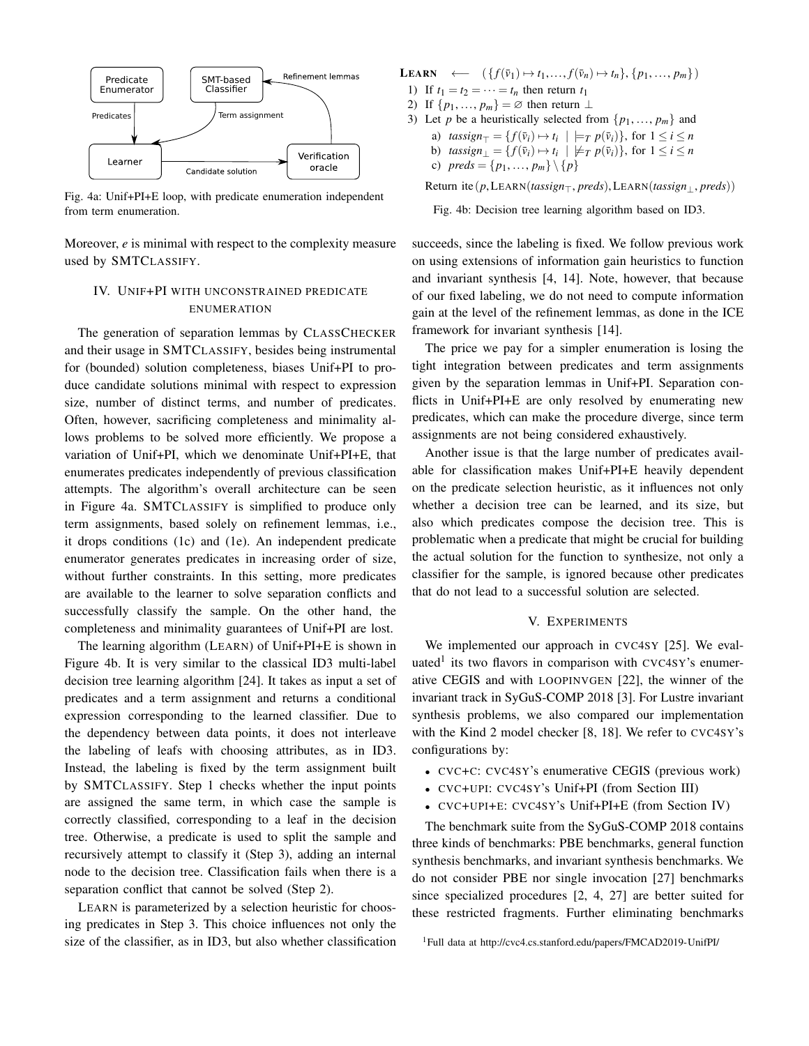Predicate Enumerator → Predicates → Learner; SMT-based Classifier → Term assignment → Learner; Learner → Candidate solution → Verification oracle; Verification oracle → Refinement lemmas → SMT-based Classifier

Fig. 4a: Unif+PI+E loop, with predicate enumeration independent from term enumeration.

**LEARN** $\longleftarrow$ $(\{f(\bar{v}_1) \mapsto t_1, \ldots, f(\bar{v}_n) \mapsto t_n\}, \{p_1, \ldots, p_m\})$

1) If $t_1 = t_2 = \cdots = t_n$ then return $t_1$
2) If $\{p_1, \ldots, p_m\} = \varnothing$ then return $\bot$
3) Let $p$ be a heuristically selected from $\{p_1, \ldots, p_m\}$ and
   a) $\mathit{tassign}_\top = \{f(\bar{v}_i) \mapsto t_i \mid \models_T p(\bar{v}_i)\}$, for $1 \le i \le n$
   b) $\mathit{tassign}_\bot = \{f(\bar{v}_i) \mapsto t_i \mid \not\models_T p(\bar{v}_i)\}$, for $1 \le i \le n$
   c) $\mathit{preds} = \{p_1, \ldots, p_m\} \setminus \{p\}$

Return ite$(p, \text{LEARN}(\mathit{tassign}_\top, \mathit{preds}), \text{LEARN}(\mathit{tassign}_\bot, \mathit{preds}))$

Fig. 4b: Decision tree learning algorithm based on ID3.

Moreover, $e$ is minimal with respect to the complexity measure used by SMTCLASSIFY.

## IV. Unif+PI with unconstrained predicate enumeration

The generation of separation lemmas by CLASSCHECKER and their usage in SMTCLASSIFY, besides being instrumental for (bounded) solution completeness, biases Unif+PI to produce candidate solutions minimal with respect to expression size, number of distinct terms, and number of predicates. Often, however, sacrificing completeness and minimality allows problems to be solved more efficiently. We propose a variation of Unif+PI, which we denominate Unif+PI+E, that enumerates predicates independently of previous classification attempts. The algorithm's overall architecture can be seen in Figure 4a. SMTCLASSIFY is simplified to produce only term assignments, based solely on refinement lemmas, i.e., it drops conditions (1c) and (1e). An independent predicate enumerator generates predicates in increasing order of size, without further constraints. In this setting, more predicates are available to the learner to solve separation conflicts and successfully classify the sample. On the other hand, the completeness and minimality guarantees of Unif+PI are lost.

The learning algorithm (LEARN) of Unif+PI+E is shown in Figure 4b. It is very similar to the classical ID3 multi-label decision tree learning algorithm [24]. It takes as input a set of predicates and a term assignment and returns a conditional expression corresponding to the learned classifier. Due to the dependency between data points, it does not interleave the labeling of leafs with choosing attributes, as in ID3. Instead, the labeling is fixed by the term assignment built by SMTCLASSIFY. Step 1 checks whether the input points are assigned the same term, in which case the sample is correctly classified, corresponding to a leaf in the decision tree. Otherwise, a predicate is used to split the sample and recursively attempt to classify it (Step 3), adding an internal node to the decision tree. Classification fails when there is a separation conflict that cannot be solved (Step 2).

LEARN is parameterized by a selection heuristic for choosing predicates in Step 3. This choice influences not only the size of the classifier, as in ID3, but also whether classification succeeds, since the labeling is fixed. We follow previous work on using extensions of information gain heuristics to function and invariant synthesis [4, 14]. Note, however, that because of our fixed labeling, we do not need to compute information gain at the level of the refinement lemmas, as done in the ICE framework for invariant synthesis [14].

The price we pay for a simpler enumeration is losing the tight integration between predicates and term assignments given by the separation lemmas in Unif+PI. Separation conflicts in Unif+PI+E are only resolved by enumerating new predicates, which can make the procedure diverge, since term assignments are not being considered exhaustively.

Another issue is that the large number of predicates available for classification makes Unif+PI+E heavily dependent on the predicate selection heuristic, as it influences not only whether a decision tree can be learned, and its size, but also which predicates compose the decision tree. This is problematic when a predicate that might be crucial for building the actual solution for the function to synthesize, not only a classifier for the sample, is ignored because other predicates that do not lead to a successful solution are selected.

## V. Experiments

We implemented our approach in CVC4SY [25]. We evaluated[1] its two flavors in comparison with CVC4SY's enumerative CEGIS and with LOOPINVGEN [22], the winner of the invariant track in SyGuS-COMP 2018 [3]. For Lustre invariant synthesis problems, we also compared our implementation with the Kind 2 model checker [8, 18]. We refer to CVC4SY's configurations by:

- CVC+C: CVC4SY's enumerative CEGIS (previous work)
- CVC+UPI: CVC4SY's Unif+PI (from Section III)
- CVC+UPI+E: CVC4SY's Unif+PI+E (from Section IV)

The benchmark suite from the SyGuS-COMP 2018 contains three kinds of benchmarks: PBE benchmarks, general function synthesis benchmarks, and invariant synthesis benchmarks. We do not consider PBE nor single invocation [27] benchmarks since specialized procedures [2, 4, 27] are better suited for these restricted fragments. Further eliminating benchmarks

[1] Full data at http://cvc4.cs.stanford.edu/papers/FMCAD2019-UnifPI/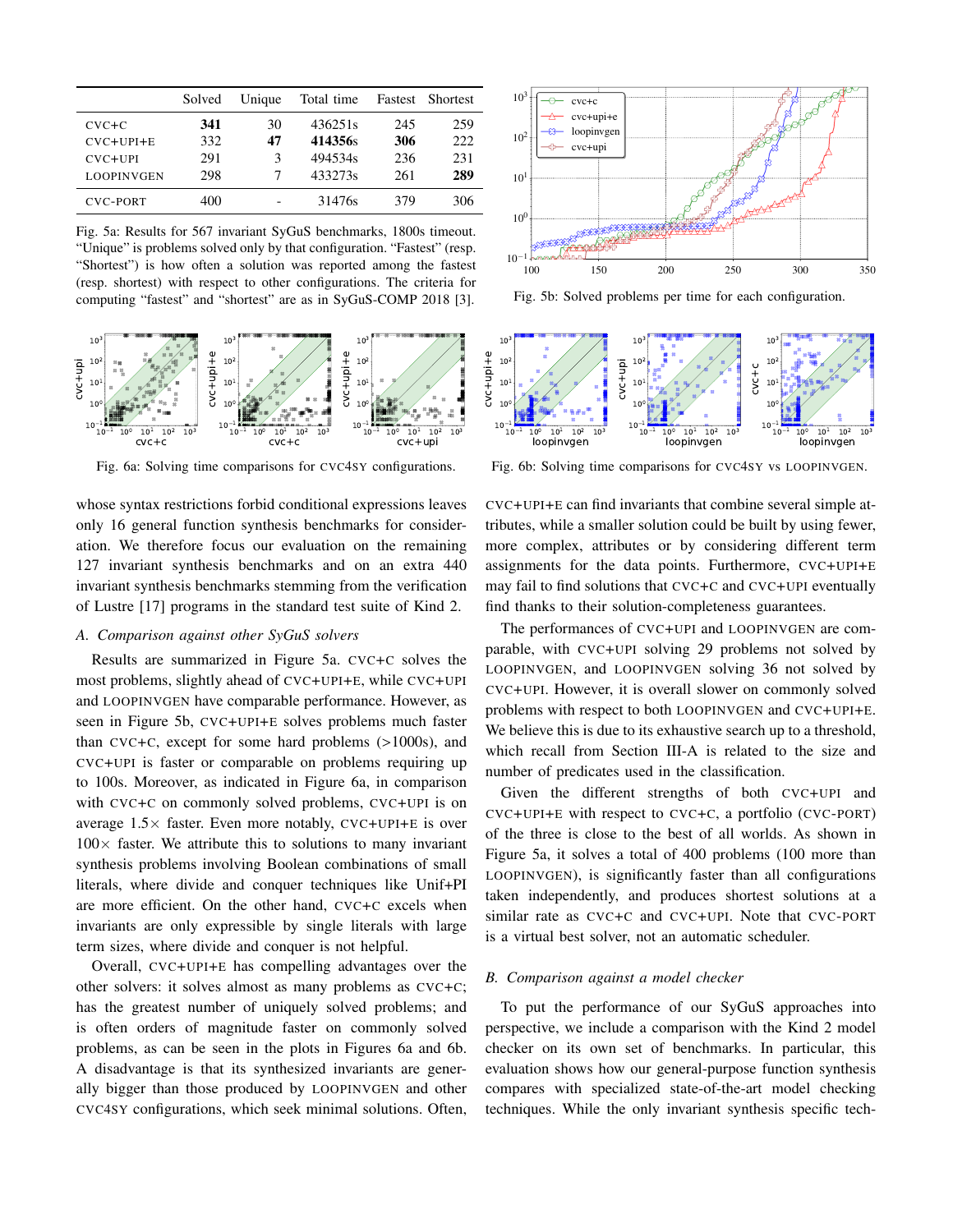|  | Solved | Unique | Total time | Fastest | Shortest |
|---|---|---|---|---|---|
| CVC+C | **341** | 30 | 436251s | 245 | 259 |
| CVC+UPI+E | 332 | **47** | **414356s** | **306** | 222 |
| CVC+UPI | 291 | 3 | 494534s | 236 | 231 |
| LOOPINVGEN | 298 | 7 | 433273s | 261 | **289** |
| CVC-PORT | 400 | - | 31476s | 379 | 306 |

Fig. 5a: Results for 567 invariant SyGuS benchmarks, 1800s timeout. "Unique" is problems solved only by that configuration. "Fastest" (resp. "Shortest") is how often a solution was reported among the fastest (resp. shortest) with respect to other configurations. The criteria for computing "fastest" and "shortest" are as in SyGuS-COMP 2018 [3].

Fig. 5b: Solved problems per time for each configuration.

Fig. 6a: Solving time comparisons for CVC4SY configurations.

Fig. 6b: Solving time comparisons for CVC4SY vs LOOPINVGEN.

whose syntax restrictions forbid conditional expressions leaves only 16 general function synthesis benchmarks for consideration. We therefore focus our evaluation on the remaining 127 invariant synthesis benchmarks and on an extra 440 invariant synthesis benchmarks stemming from the verification of Lustre [17] programs in the standard test suite of Kind 2.

### A. *Comparison against other SyGuS solvers*

Results are summarized in Figure 5a. CVC+C solves the most problems, slightly ahead of CVC+UPI+E, while CVC+UPI and LOOPINVGEN have comparable performance. However, as seen in Figure 5b, CVC+UPI+E solves problems much faster than CVC+C, except for some hard problems (>1000s), and CVC+UPI is faster or comparable on problems requiring up to 100s. Moreover, as indicated in Figure 6a, in comparison with CVC+C on commonly solved problems, CVC+UPI is on average $1.5\times$ faster. Even more notably, CVC+UPI+E is over $100\times$ faster. We attribute this to solutions to many invariant synthesis problems involving Boolean combinations of small literals, where divide and conquer techniques like Unif+PI are more efficient. On the other hand, CVC+C excels when invariants are only expressible by single literals with large term sizes, where divide and conquer is not helpful.

Overall, CVC+UPI+E has compelling advantages over the other solvers: it solves almost as many problems as CVC+C; has the greatest number of uniquely solved problems; and is often orders of magnitude faster on commonly solved problems, as can be seen in the plots in Figures 6a and 6b. A disadvantage is that its synthesized invariants are generally bigger than those produced by LOOPINVGEN and other CVC4SY configurations, which seek minimal solutions. Often, CVC+UPI+E can find invariants that combine several simple attributes, while a smaller solution could be built by using fewer, more complex, attributes or by considering different term assignments for the data points. Furthermore, CVC+UPI+E may fail to find solutions that CVC+C and CVC+UPI eventually find thanks to their solution-completeness guarantees.

The performances of CVC+UPI and LOOPINVGEN are comparable, with CVC+UPI solving 29 problems not solved by LOOPINVGEN, and LOOPINVGEN solving 36 not solved by CVC+UPI. However, it is overall slower on commonly solved problems with respect to both LOOPINVGEN and CVC+UPI+E. We believe this is due to its exhaustive search up to a threshold, which recall from Section III-A is related to the size and number of predicates used in the classification.

Given the different strengths of both CVC+UPI and CVC+UPI+E with respect to CVC+C, a portfolio (CVC-PORT) of the three is close to the best of all worlds. As shown in Figure 5a, it solves a total of 400 problems (100 more than LOOPINVGEN), is significantly faster than all configurations taken independently, and produces shortest solutions at a similar rate as CVC+C and CVC+UPI. Note that CVC-PORT is a virtual best solver, not an automatic scheduler.

### B. *Comparison against a model checker*

To put the performance of our SyGuS approaches into perspective, we include a comparison with the Kind 2 model checker on its own set of benchmarks. In particular, this evaluation shows how our general-purpose function synthesis compares with specialized state-of-the-art model checking techniques. While the only invariant synthesis specific tech-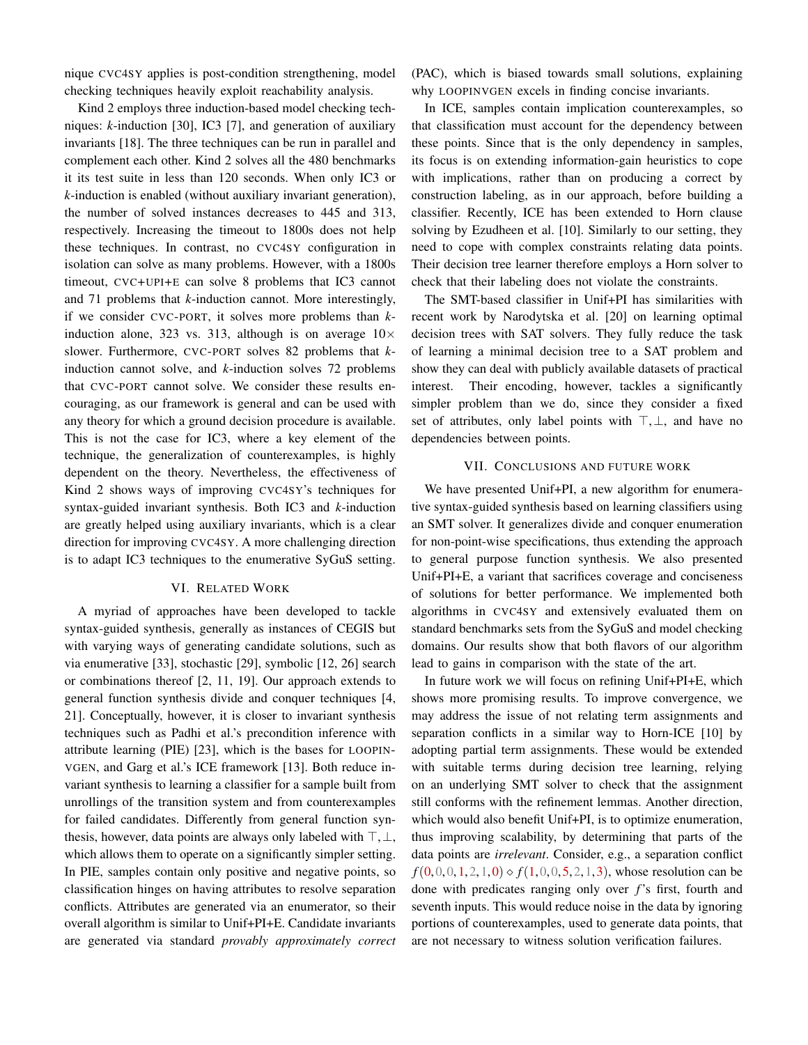nique CVC4SY applies is post-condition strengthening, model checking techniques heavily exploit reachability analysis.

Kind 2 employs three induction-based model checking techniques: *k*-induction [30], IC3 [7], and generation of auxiliary invariants [18]. The three techniques can be run in parallel and complement each other. Kind 2 solves all the 480 benchmarks it its test suite in less than 120 seconds. When only IC3 or *k*-induction is enabled (without auxiliary invariant generation), the number of solved instances decreases to 445 and 313, respectively. Increasing the timeout to 1800s does not help these techniques. In contrast, no CVC4SY configuration in isolation can solve as many problems. However, with a 1800s timeout, CVC+UPI+E can solve 8 problems that IC3 cannot and 71 problems that *k*-induction cannot. More interestingly, if we consider CVC-PORT, it solves more problems than *k*-induction alone, 323 vs. 313, although is on average 10× slower. Furthermore, CVC-PORT solves 82 problems that *k*-induction cannot solve, and *k*-induction solves 72 problems that CVC-PORT cannot solve. We consider these results encouraging, as our framework is general and can be used with any theory for which a ground decision procedure is available. This is not the case for IC3, where a key element of the technique, the generalization of counterexamples, is highly dependent on the theory. Nevertheless, the effectiveness of Kind 2 shows ways of improving CVC4SY's techniques for syntax-guided invariant synthesis. Both IC3 and *k*-induction are greatly helped using auxiliary invariants, which is a clear direction for improving CVC4SY. A more challenging direction is to adapt IC3 techniques to the enumerative SyGuS setting.

## VI. Related Work

A myriad of approaches have been developed to tackle syntax-guided synthesis, generally as instances of CEGIS but with varying ways of generating candidate solutions, such as via enumerative [33], stochastic [29], symbolic [12, 26] search or combinations thereof [2, 11, 19]. Our approach extends to general function synthesis divide and conquer techniques [4, 21]. Conceptually, however, it is closer to invariant synthesis techniques such as Padhi et al.'s precondition inference with attribute learning (PIE) [23], which is the bases for LOOPINVGEN, and Garg et al.'s ICE framework [13]. Both reduce invariant synthesis to learning a classifier for a sample built from unrollings of the transition system and from counterexamples for failed candidates. Differently from general function synthesis, however, data points are always only labeled with $\top, \bot$, which allows them to operate on a significantly simpler setting. In PIE, samples contain only positive and negative points, so classification hinges on having attributes to resolve separation conflicts. Attributes are generated via an enumerator, so their overall algorithm is similar to Unif+PI+E. Candidate invariants are generated via standard *provably approximately correct* (PAC), which is biased towards small solutions, explaining why LOOPINVGEN excels in finding concise invariants.

In ICE, samples contain implication counterexamples, so that classification must account for the dependency between these points. Since that is the only dependency in samples, its focus is on extending information-gain heuristics to cope with implications, rather than on producing a correct by construction labeling, as in our approach, before building a classifier. Recently, ICE has been extended to Horn clause solving by Ezudheen et al. [10]. Similarly to our setting, they need to cope with complex constraints relating data points. Their decision tree learner therefore employs a Horn solver to check that their labeling does not violate the constraints.

The SMT-based classifier in Unif+PI has similarities with recent work by Narodytska et al. [20] on learning optimal decision trees with SAT solvers. They fully reduce the task of learning a minimal decision tree to a SAT problem and show they can deal with publicly available datasets of practical interest. Their encoding, however, tackles a significantly simpler problem than we do, since they consider a fixed set of attributes, only label points with $\top, \bot$, and have no dependencies between points.

## VII. Conclusions and Future Work

We have presented Unif+PI, a new algorithm for enumerative syntax-guided synthesis based on learning classifiers using an SMT solver. It generalizes divide and conquer enumeration for non-point-wise specifications, thus extending the approach to general purpose function synthesis. We also presented Unif+PI+E, a variant that sacrifices coverage and conciseness of solutions for better performance. We implemented both algorithms in CVC4SY and extensively evaluated them on standard benchmarks sets from the SyGuS and model checking domains. Our results show that both flavors of our algorithm lead to gains in comparison with the state of the art.

In future work we will focus on refining Unif+PI+E, which shows more promising results. To improve convergence, we may address the issue of not relating term assignments and separation conflicts in a similar way to Horn-ICE [10] by adopting partial term assignments. These would be extended with suitable terms during decision tree learning, relying on an underlying SMT solver to check that the assignment still conforms with the refinement lemmas. Another direction, which would also benefit Unif+PI, is to optimize enumeration, thus improving scalability, by determining that parts of the data points are *irrelevant*. Consider, e.g., a separation conflict $f(0,0,0,1,2,1,0) \diamond f(1,0,0,5,2,1,3)$, whose resolution can be done with predicates ranging only over $f$'s first, fourth and seventh inputs. This would reduce noise in the data by ignoring portions of counterexamples, used to generate data points, that are not necessary to witness solution verification failures.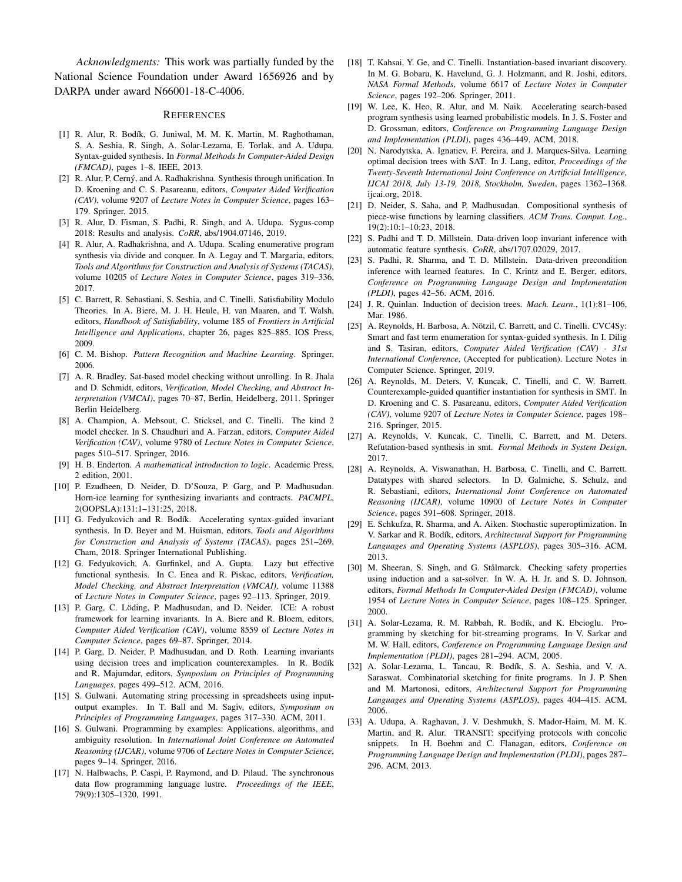*Acknowledgments:* This work was partially funded by the National Science Foundation under Award 1656926 and by DARPA under award N66001-18-C-4006.

## References

[1] R. Alur, R. Bodík, G. Juniwal, M. M. K. Martin, M. Raghothaman, S. A. Seshia, R. Singh, A. Solar-Lezama, E. Torlak, and A. Udupa. Syntax-guided synthesis. In *Formal Methods In Computer-Aided Design (FMCAD)*, pages 1–8. IEEE, 2013.

[2] R. Alur, P. Cerný, and A. Radhakrishna. Synthesis through unification. In D. Kroening and C. S. Pasareanu, editors, *Computer Aided Verification (CAV)*, volume 9207 of *Lecture Notes in Computer Science*, pages 163–179. Springer, 2015.

[3] R. Alur, D. Fisman, S. Padhi, R. Singh, and A. Udupa. Sygus-comp 2018: Results and analysis. *CoRR*, abs/1904.07146, 2019.

[4] R. Alur, A. Radhakrishna, and A. Udupa. Scaling enumerative program synthesis via divide and conquer. In A. Legay and T. Margaria, editors, *Tools and Algorithms for Construction and Analysis of Systems (TACAS)*, volume 10205 of *Lecture Notes in Computer Science*, pages 319–336, 2017.

[5] C. Barrett, R. Sebastiani, S. Seshia, and C. Tinelli. Satisfiability Modulo Theories. In A. Biere, M. J. H. Heule, H. van Maaren, and T. Walsh, editors, *Handbook of Satisfiability*, volume 185 of *Frontiers in Artificial Intelligence and Applications*, chapter 26, pages 825–885. IOS Press, 2009.

[6] C. M. Bishop. *Pattern Recognition and Machine Learning*. Springer, 2006.

[7] A. R. Bradley. Sat-based model checking without unrolling. In R. Jhala and D. Schmidt, editors, *Verification, Model Checking, and Abstract Interpretation (VMCAI)*, pages 70–87, Berlin, Heidelberg, 2011. Springer Berlin Heidelberg.

[8] A. Champion, A. Mebsout, C. Sticksel, and C. Tinelli. The kind 2 model checker. In S. Chaudhuri and A. Farzan, editors, *Computer Aided Verification (CAV)*, volume 9780 of *Lecture Notes in Computer Science*, pages 510–517. Springer, 2016.

[9] H. B. Enderton. *A mathematical introduction to logic*. Academic Press, 2 edition, 2001.

[10] P. Ezudheen, D. Neider, D. D'Souza, P. Garg, and P. Madhusudan. Horn-ice learning for synthesizing invariants and contracts. *PACMPL*, 2(OOPSLA):131:1–131:25, 2018.

[11] G. Fedyukovich and R. Bodík. Accelerating syntax-guided invariant synthesis. In D. Beyer and M. Huisman, editors, *Tools and Algorithms for Construction and Analysis of Systems (TACAS)*, pages 251–269, Cham, 2018. Springer International Publishing.

[12] G. Fedyukovich, A. Gurfinkel, and A. Gupta. Lazy but effective functional synthesis. In C. Enea and R. Piskac, editors, *Verification, Model Checking, and Abstract Interpretation (VMCAI)*, volume 11388 of *Lecture Notes in Computer Science*, pages 92–113. Springer, 2019.

[13] P. Garg, C. Löding, P. Madhusudan, and D. Neider. ICE: A robust framework for learning invariants. In A. Biere and R. Bloem, editors, *Computer Aided Verification (CAV)*, volume 8559 of *Lecture Notes in Computer Science*, pages 69–87. Springer, 2014.

[14] P. Garg, D. Neider, P. Madhusudan, and D. Roth. Learning invariants using decision trees and implication counterexamples. In R. Bodík and R. Majumdar, editors, *Symposium on Principles of Programming Languages*, pages 499–512. ACM, 2016.

[15] S. Gulwani. Automating string processing in spreadsheets using input-output examples. In T. Ball and M. Sagiv, editors, *Symposium on Principles of Programming Languages*, pages 317–330. ACM, 2011.

[16] S. Gulwani. Programming by examples: Applications, algorithms, and ambiguity resolution. In *International Joint Conference on Automated Reasoning (IJCAR)*, volume 9706 of *Lecture Notes in Computer Science*, pages 9–14. Springer, 2016.

[17] N. Halbwachs, P. Caspi, P. Raymond, and D. Pilaud. The synchronous data flow programming language lustre. *Proceedings of the IEEE*, 79(9):1305–1320, 1991.

[18] T. Kahsai, Y. Ge, and C. Tinelli. Instantiation-based invariant discovery. In M. G. Bobaru, K. Havelund, G. J. Holzmann, and R. Joshi, editors, *NASA Formal Methods*, volume 6617 of *Lecture Notes in Computer Science*, pages 192–206. Springer, 2011.

[19] W. Lee, K. Heo, R. Alur, and M. Naik. Accelerating search-based program synthesis using learned probabilistic models. In J. S. Foster and D. Grossman, editors, *Conference on Programming Language Design and Implementation (PLDI)*, pages 436–449. ACM, 2018.

[20] N. Narodytska, A. Ignatiev, F. Pereira, and J. Marques-Silva. Learning optimal decision trees with SAT. In J. Lang, editor, *Proceedings of the Twenty-Seventh International Joint Conference on Artificial Intelligence, IJCAI 2018, July 13-19, 2018, Stockholm, Sweden*, pages 1362–1368. ijcai.org, 2018.

[21] D. Neider, S. Saha, and P. Madhusudan. Compositional synthesis of piece-wise functions by learning classifiers. *ACM Trans. Comput. Log.*, 19(2):10:1–10:23, 2018.

[22] S. Padhi and T. D. Millstein. Data-driven loop invariant inference with automatic feature synthesis. *CoRR*, abs/1707.02029, 2017.

[23] S. Padhi, R. Sharma, and T. D. Millstein. Data-driven precondition inference with learned features. In C. Krintz and E. Berger, editors, *Conference on Programming Language Design and Implementation (PLDI)*, pages 42–56. ACM, 2016.

[24] J. R. Quinlan. Induction of decision trees. *Mach. Learn.*, 1(1):81–106, Mar. 1986.

[25] A. Reynolds, H. Barbosa, A. Nötzil, C. Barrett, and C. Tinelli. CVC4Sy: Smart and fast term enumeration for syntax-guided synthesis. In I. Dilig and S. Tasiran, editors, *Computer Aided Verification (CAV) - 31st International Conference*, (Accepted for publication). Lecture Notes in Computer Science. Springer, 2019.

[26] A. Reynolds, M. Deters, V. Kuncak, C. Tinelli, and C. W. Barrett. Counterexample-guided quantifier instantiation for synthesis in SMT. In D. Kroening and C. S. Pasareanu, editors, *Computer Aided Verification (CAV)*, volume 9207 of *Lecture Notes in Computer Science*, pages 198–216. Springer, 2015.

[27] A. Reynolds, V. Kuncak, C. Tinelli, C. Barrett, and M. Deters. Refutation-based synthesis in smt. *Formal Methods in System Design*, 2017.

[28] A. Reynolds, A. Viswanathan, H. Barbosa, C. Tinelli, and C. Barrett. Datatypes with shared selectors. In D. Galmiche, S. Schulz, and R. Sebastiani, editors, *International Joint Conference on Automated Reasoning (IJCAR)*, volume 10900 of *Lecture Notes in Computer Science*, pages 591–608. Springer, 2018.

[29] E. Schkufza, R. Sharma, and A. Aiken. Stochastic superoptimization. In V. Sarkar and R. Bodík, editors, *Architectural Support for Programming Languages and Operating Systems (ASPLOS)*, pages 305–316. ACM, 2013.

[30] M. Sheeran, S. Singh, and G. Stålmarck. Checking safety properties using induction and a sat-solver. In W. A. H. Jr. and S. D. Johnson, editors, *Formal Methods In Computer-Aided Design (FMCAD)*, volume 1954 of *Lecture Notes in Computer Science*, pages 108–125. Springer, 2000.

[31] A. Solar-Lezama, R. M. Rabbah, R. Bodík, and K. Ebcioglu. Programming by sketching for bit-streaming programs. In V. Sarkar and M. W. Hall, editors, *Conference on Programming Language Design and Implementation (PLDI)*, pages 281–294. ACM, 2005.

[32] A. Solar-Lezama, L. Tancau, R. Bodík, S. A. Seshia, and V. A. Saraswat. Combinatorial sketching for finite programs. In J. P. Shen and M. Martonosi, editors, *Architectural Support for Programming Languages and Operating Systems (ASPLOS)*, pages 404–415. ACM, 2006.

[33] A. Udupa, A. Raghavan, J. V. Deshmukh, S. Mador-Haim, M. M. K. Martin, and R. Alur. TRANSIT: specifying protocols with concolic snippets. In H. Boehm and C. Flanagan, editors, *Conference on Programming Language Design and Implementation (PLDI)*, pages 287–296. ACM, 2013.